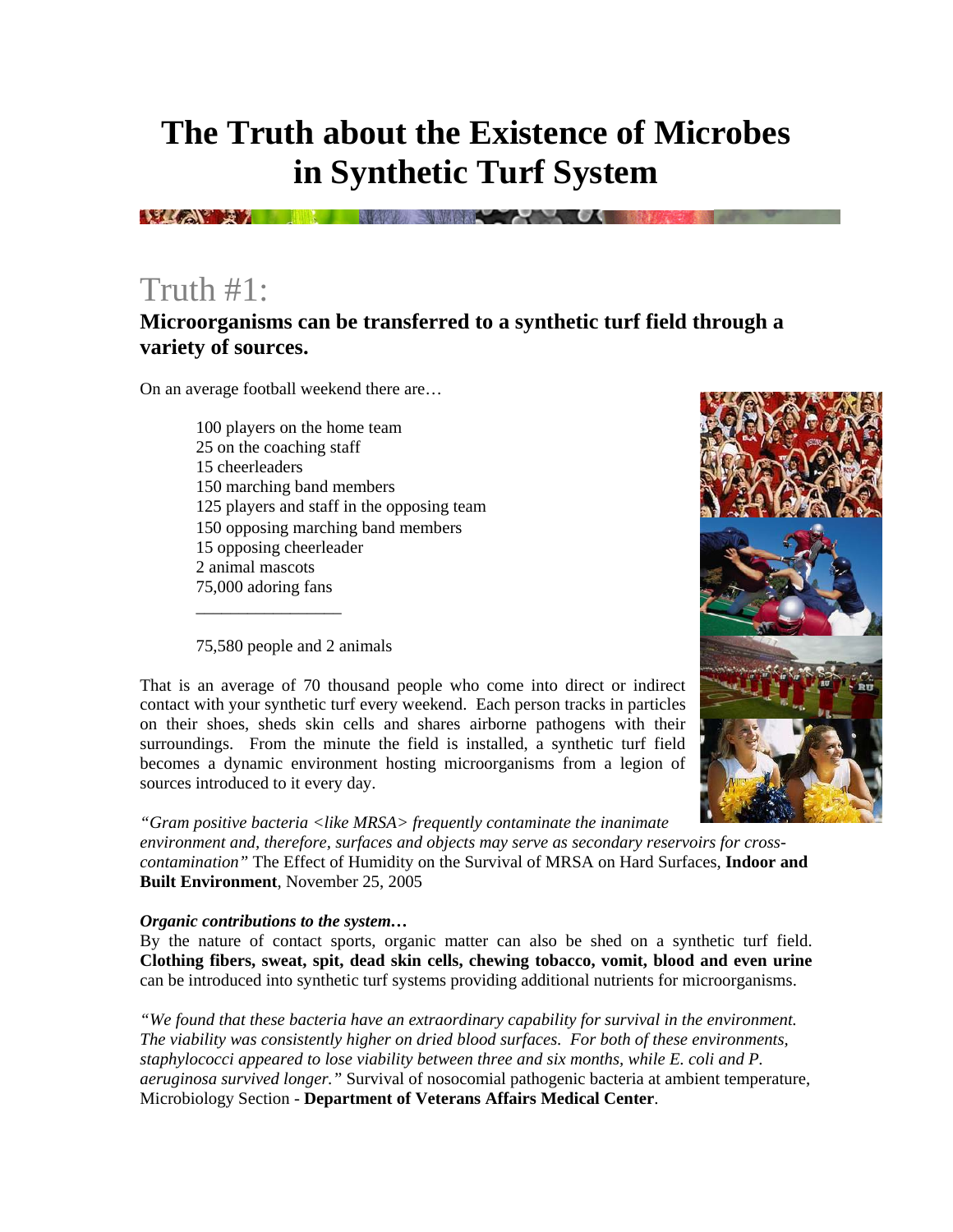# The Truth about the Existence of Microbes in Synthetic Turf System

## Truth #1:

### Microorganisms can be transferred to a synthetic turf field through a variety of sources.

On an average football weekend there are…

100 players on the home team
25 on the coaching staff
15 cheerleaders
150 marching band members
125 players and staff in the opposing team
150 opposing marching band members
15 opposing cheerleader
2 animal mascots
75,000 adoring fans
_________________

75,580 people and 2 animals

That is an average of 70 thousand people who come into direct or indirect contact with your synthetic turf every weekend. Each person tracks in particles on their shoes, sheds skin cells and shares airborne pathogens with their surroundings. From the minute the field is installed, a synthetic turf field becomes a dynamic environment hosting microorganisms from a legion of sources introduced to it every day.

*"Gram positive bacteria <like MRSA> frequently contaminate the inanimate environment and, therefore, surfaces and objects may serve as secondary reservoirs for cross-contamination"* The Effect of Humidity on the Survival of MRSA on Hard Surfaces, **Indoor and Built Environment**, November 25, 2005

***Organic contributions to the system…***
By the nature of contact sports, organic matter can also be shed on a synthetic turf field. **Clothing fibers, sweat, spit, dead skin cells, chewing tobacco, vomit, blood and even urine** can be introduced into synthetic turf systems providing additional nutrients for microorganisms.

*"We found that these bacteria have an extraordinary capability for survival in the environment. The viability was consistently higher on dried blood surfaces. For both of these environments, staphylococci appeared to lose viability between three and six months, while E. coli and P. aeruginosa survived longer."* Survival of nosocomial pathogenic bacteria at ambient temperature, Microbiology Section - **Department of Veterans Affairs Medical Center**.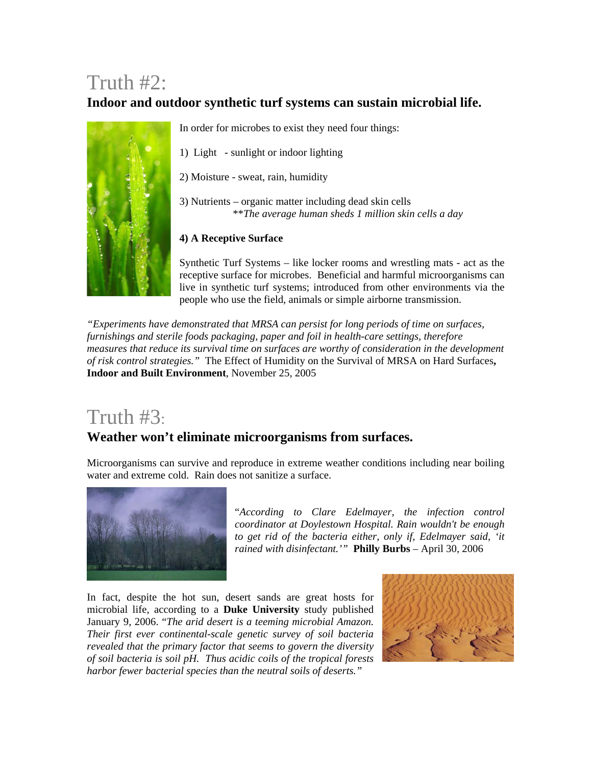# Truth #2:

## Indoor and outdoor synthetic turf systems can sustain microbial life.

In order for microbes to exist they need four things:

1) Light - sunlight or indoor lighting

2) Moisture - sweat, rain, humidity

3) Nutrients – organic matter including dead skin cells
  ***The average human sheds 1 million skin cells a day*

**4) A Receptive Surface**

Synthetic Turf Systems – like locker rooms and wrestling mats - act as the receptive surface for microbes. Beneficial and harmful microorganisms can live in synthetic turf systems; introduced from other environments via the people who use the field, animals or simple airborne transmission.

*"Experiments have demonstrated that MRSA can persist for long periods of time on surfaces, furnishings and sterile foods packaging, paper and foil in health-care settings, therefore measures that reduce its survival time on surfaces are worthy of consideration in the development of risk control strategies."* The Effect of Humidity on the Survival of MRSA on Hard Surfaces**, Indoor and Built Environment**, November 25, 2005

# Truth #3:

## Weather won't eliminate microorganisms from surfaces.

Microorganisms can survive and reproduce in extreme weather conditions including near boiling water and extreme cold. Rain does not sanitize a surface.

"*According to Clare Edelmayer, the infection control coordinator at Doylestown Hospital. Rain wouldn't be enough to get rid of the bacteria either, only if, Edelmayer said, 'it rained with disinfectant.'"* **Philly Burbs** – April 30, 2006

In fact, despite the hot sun, desert sands are great hosts for microbial life, according to a **Duke University** study published January 9, 2006. "*The arid desert is a teeming microbial Amazon. Their first ever continental-scale genetic survey of soil bacteria revealed that the primary factor that seems to govern the diversity of soil bacteria is soil pH. Thus acidic coils of the tropical forests harbor fewer bacterial species than the neutral soils of deserts."*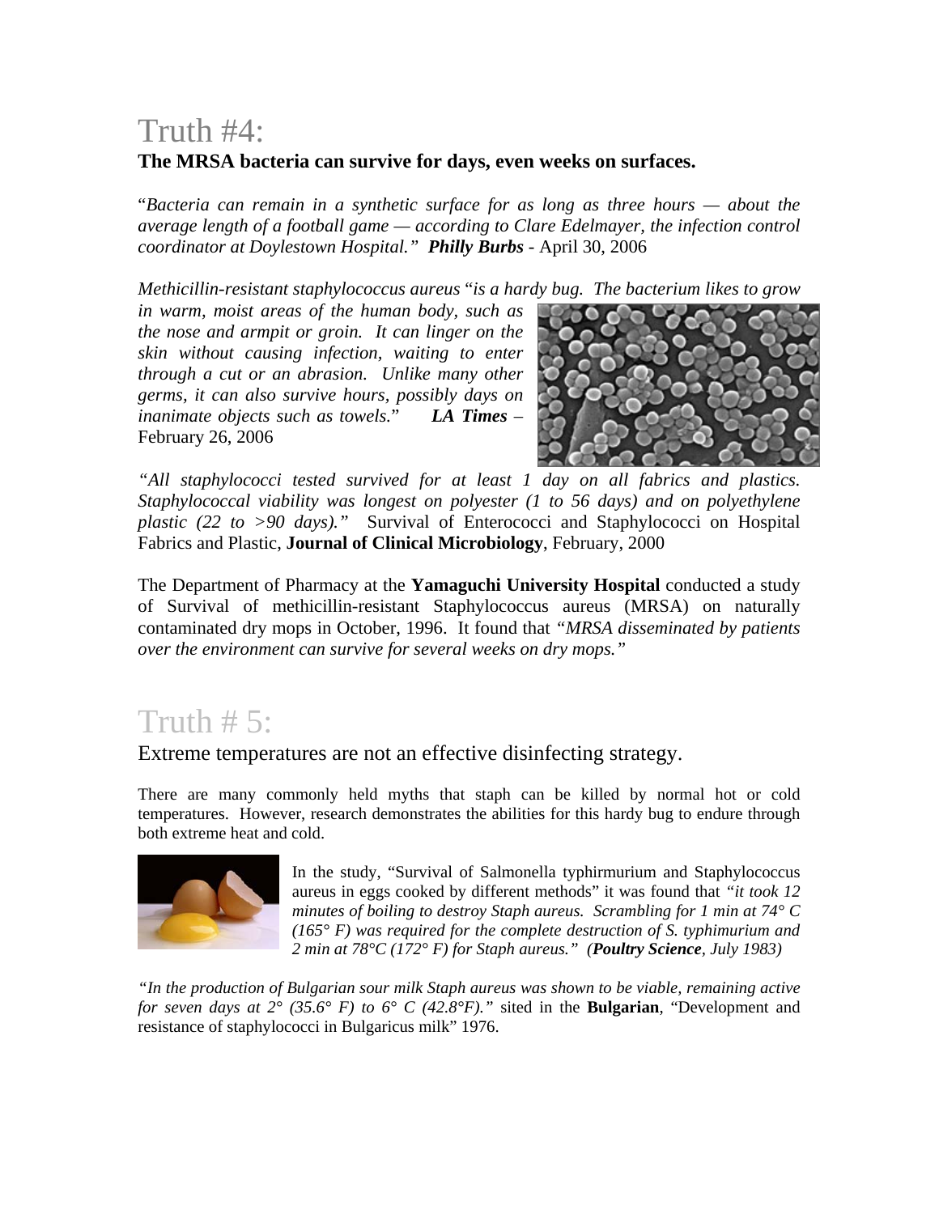# Truth #4:

**The MRSA bacteria can survive for days, even weeks on surfaces.**

"*Bacteria can remain in a synthetic surface for as long as three hours — about the average length of a football game — according to Clare Edelmayer, the infection control coordinator at Doylestown Hospital." **Philly Burbs*** - April 30, 2006

*Methicillin-resistant staphylococcus aureus* "*is a hardy bug. The bacterium likes to grow in warm, moist areas of the human body, such as the nose and armpit or groin. It can linger on the skin without causing infection, waiting to enter through a cut or an abrasion. Unlike many other germs, it can also survive hours, possibly days on inanimate objects such as towels.*" ***LA Times*** – February 26, 2006

*"All staphylococci tested survived for at least 1 day on all fabrics and plastics. Staphylococcal viability was longest on polyester (1 to 56 days) and on polyethylene plastic (22 to >90 days)."* Survival of Enterococci and Staphylococci on Hospital Fabrics and Plastic, **Journal of Clinical Microbiology**, February, 2000

The Department of Pharmacy at the **Yamaguchi University Hospital** conducted a study of Survival of methicillin-resistant Staphylococcus aureus (MRSA) on naturally contaminated dry mops in October, 1996. It found that *"MRSA disseminated by patients over the environment can survive for several weeks on dry mops."*

# Truth # 5:

## Extreme temperatures are not an effective disinfecting strategy.

There are many commonly held myths that staph can be killed by normal hot or cold temperatures. However, research demonstrates the abilities for this hardy bug to endure through both extreme heat and cold.

In the study, "Survival of Salmonella typhirmurium and Staphylococcus aureus in eggs cooked by different methods" it was found that *"it took 12 minutes of boiling to destroy Staph aureus. Scrambling for 1 min at 74° C (165° F) was required for the complete destruction of S. typhimurium and 2 min at 78°C (172° F) for Staph aureus." (**Poultry Science**, July 1983)*

*"In the production of Bulgarian sour milk Staph aureus was shown to be viable, remaining active for seven days at 2° (35.6° F) to 6° C (42.8°F)."* sited in the **Bulgarian**, "Development and resistance of staphylococci in Bulgaricus milk" 1976.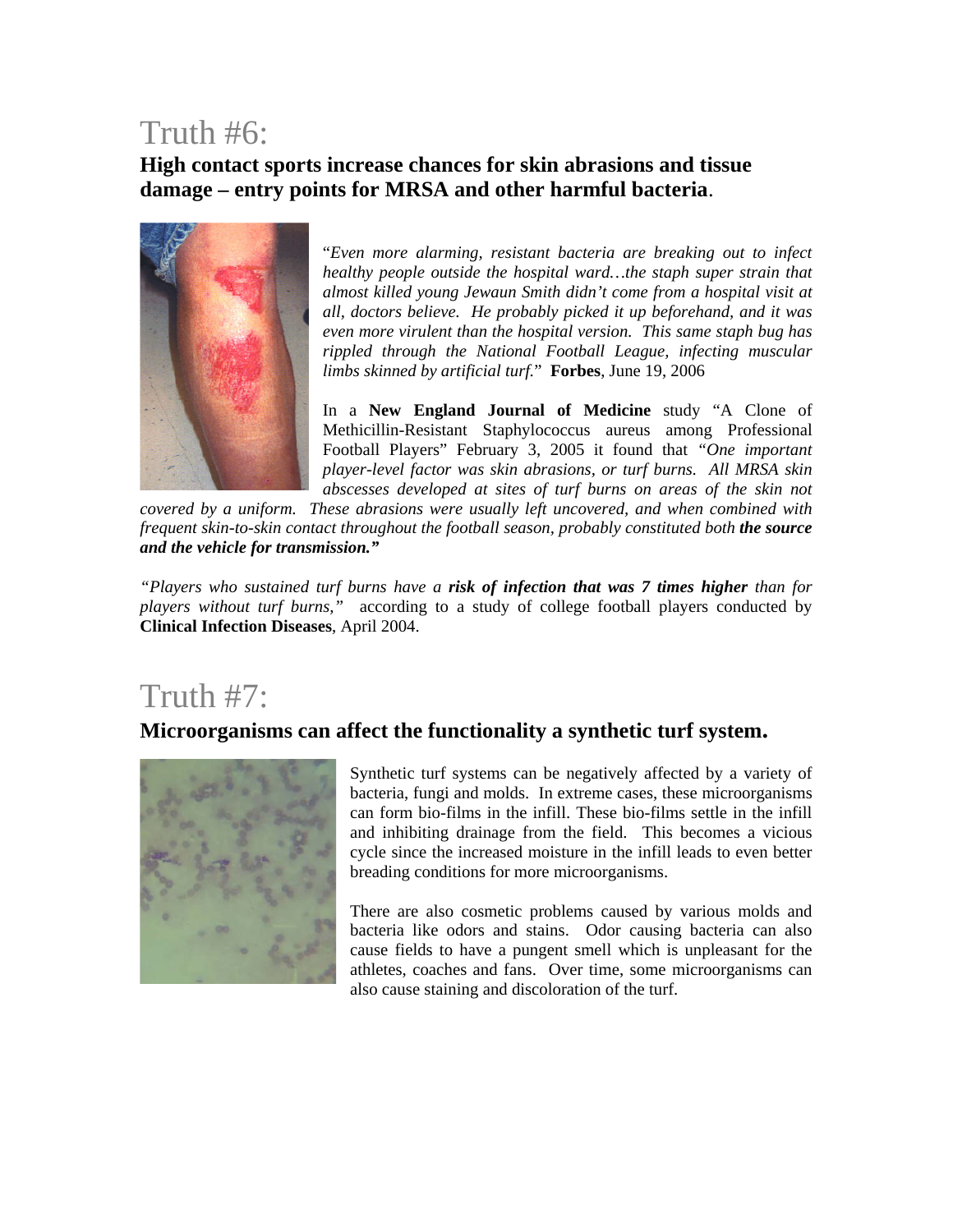# Truth #6:

**High contact sports increase chances for skin abrasions and tissue damage – entry points for MRSA and other harmful bacteria**.

"*Even more alarming, resistant bacteria are breaking out to infect healthy people outside the hospital ward…the staph super strain that almost killed young Jewaun Smith didn't come from a hospital visit at all, doctors believe. He probably picked it up beforehand, and it was even more virulent than the hospital version. This same staph bug has rippled through the National Football League, infecting muscular limbs skinned by artificial turf.*" **Forbes**, June 19, 2006

In a **New England Journal of Medicine** study "A Clone of Methicillin-Resistant Staphylococcus aureus among Professional Football Players" February 3, 2005 it found that *"One important player-level factor was skin abrasions, or turf burns. All MRSA skin abscesses developed at sites of turf burns on areas of the skin not covered by a uniform. These abrasions were usually left uncovered, and when combined with frequent skin-to-skin contact throughout the football season, probably constituted both **the source and the vehicle for transmission."***

*"Players who sustained turf burns have a **risk of infection that was 7 times higher** than for players without turf burns,"* according to a study of college football players conducted by **Clinical Infection Diseases**, April 2004.

# Truth #7:

**Microorganisms can affect the functionality a synthetic turf system.**

Synthetic turf systems can be negatively affected by a variety of bacteria, fungi and molds. In extreme cases, these microorganisms can form bio-films in the infill. These bio-films settle in the infill and inhibiting drainage from the field. This becomes a vicious cycle since the increased moisture in the infill leads to even better breading conditions for more microorganisms.

There are also cosmetic problems caused by various molds and bacteria like odors and stains. Odor causing bacteria can also cause fields to have a pungent smell which is unpleasant for the athletes, coaches and fans. Over time, some microorganisms can also cause staining and discoloration of the turf.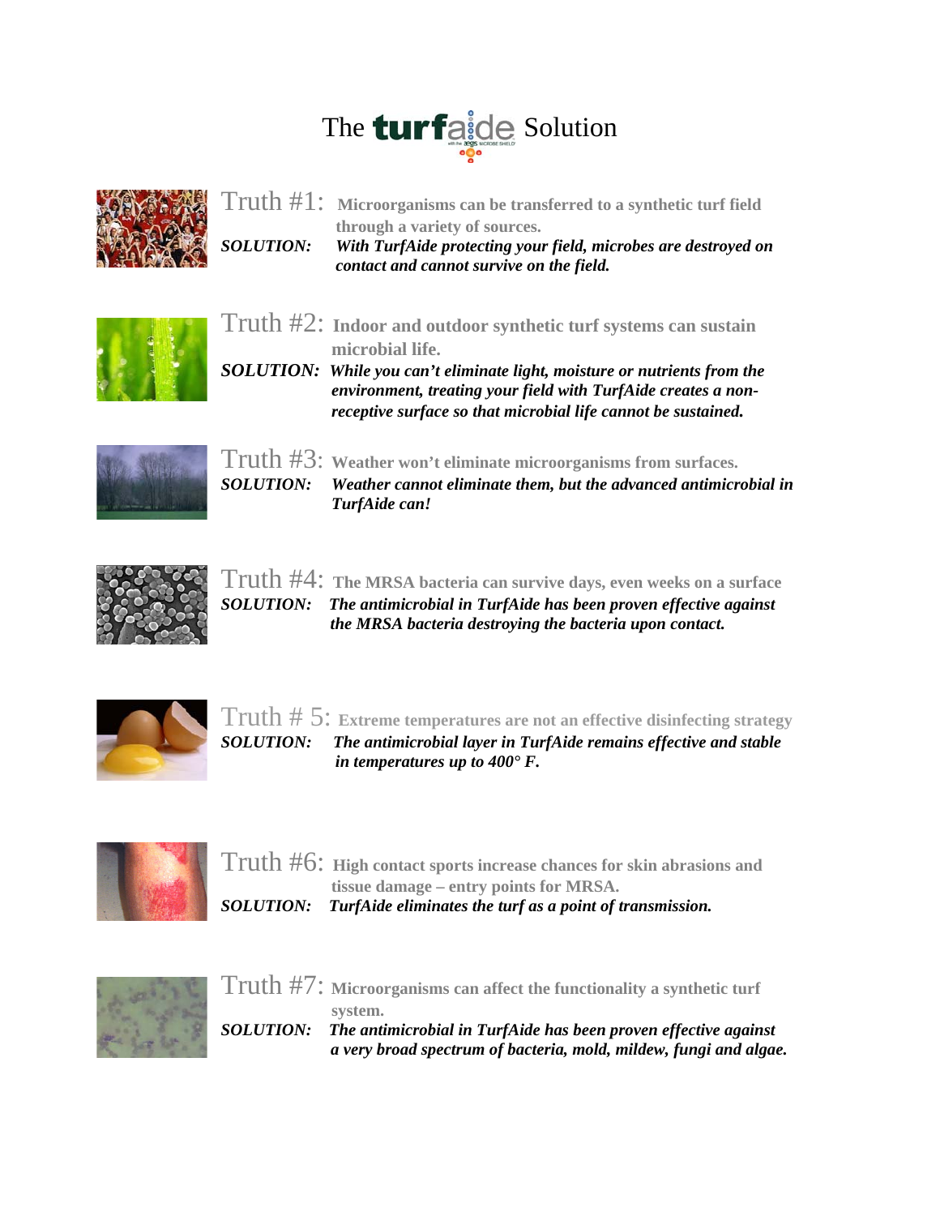# The turfaide Solution

Truth #1: **Microorganisms can be transferred to a synthetic turf field through a variety of sources.**

***SOLUTION:*** ***With TurfAide protecting your field, microbes are destroyed on contact and cannot survive on the field.***

Truth #2: **Indoor and outdoor synthetic turf systems can sustain microbial life.**

***SOLUTION:*** ***While you can't eliminate light, moisture or nutrients from the environment, treating your field with TurfAide creates a non-receptive surface so that microbial life cannot be sustained.***

Truth #3: **Weather won't eliminate microorganisms from surfaces.**

***SOLUTION:*** ***Weather cannot eliminate them, but the advanced antimicrobial in TurfAide can!***

Truth #4: **The MRSA bacteria can survive days, even weeks on a surface**

***SOLUTION:*** ***The antimicrobial in TurfAide has been proven effective against the MRSA bacteria destroying the bacteria upon contact.***

Truth # 5: **Extreme temperatures are not an effective disinfecting strategy**

***SOLUTION:*** ***The antimicrobial layer in TurfAide remains effective and stable in temperatures up to 400° F.***

Truth #6: **High contact sports increase chances for skin abrasions and tissue damage – entry points for MRSA.**

***SOLUTION:*** ***TurfAide eliminates the turf as a point of transmission.***

Truth #7: **Microorganisms can affect the functionality a synthetic turf system.**

***SOLUTION:*** ***The antimicrobial in TurfAide has been proven effective against a very broad spectrum of bacteria, mold, mildew, fungi and algae.***